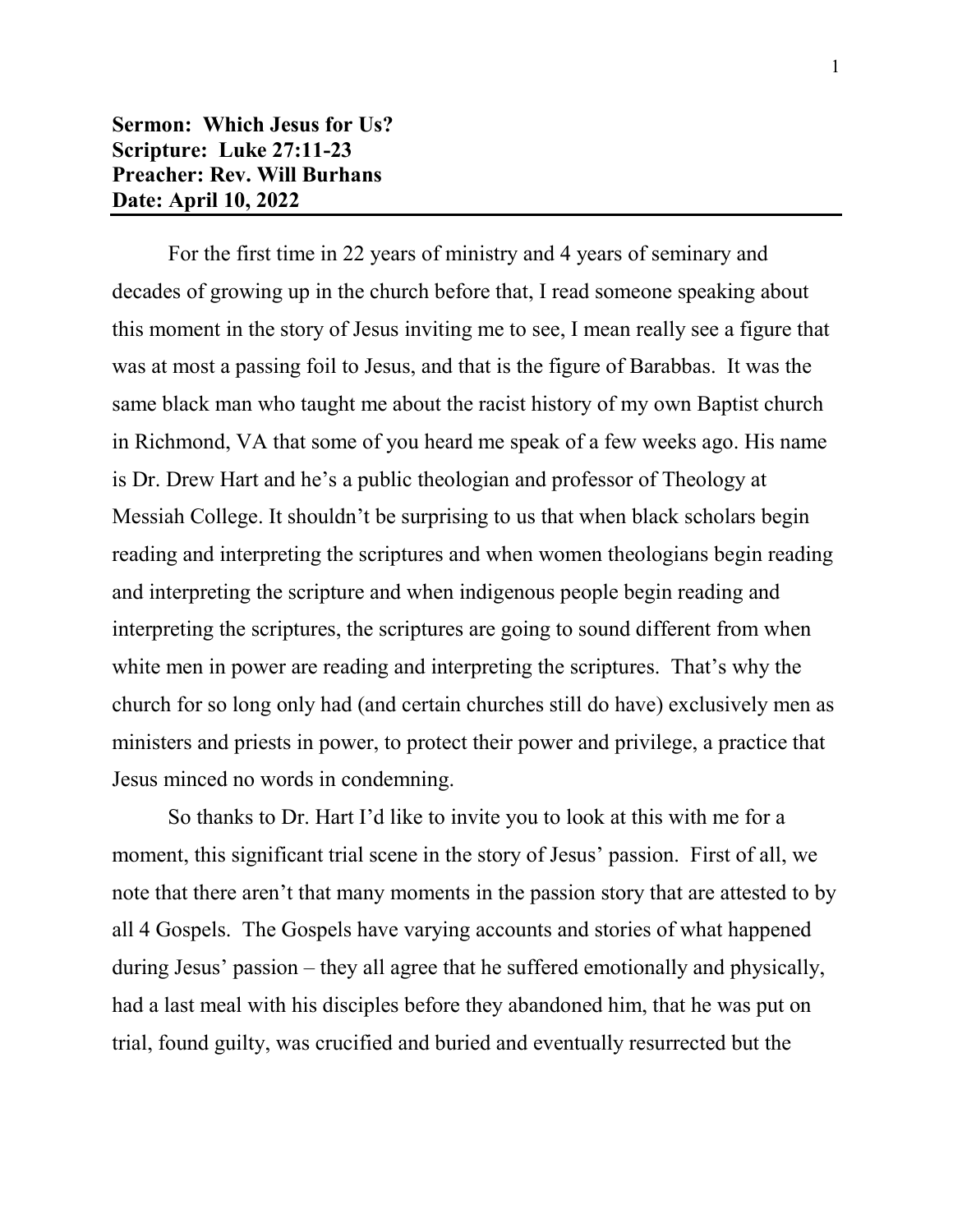**Sermon: Which Jesus for Us?**
**Scripture: Luke 27:11-23**
**Preacher: Rev. Will Burhans**
**Date: April 10, 2022**

---

For the first time in 22 years of ministry and 4 years of seminary and decades of growing up in the church before that, I read someone speaking about this moment in the story of Jesus inviting me to see, I mean really see a figure that was at most a passing foil to Jesus, and that is the figure of Barabbas. It was the same black man who taught me about the racist history of my own Baptist church in Richmond, VA that some of you heard me speak of a few weeks ago. His name is Dr. Drew Hart and he's a public theologian and professor of Theology at Messiah College. It shouldn't be surprising to us that when black scholars begin reading and interpreting the scriptures and when women theologians begin reading and interpreting the scripture and when indigenous people begin reading and interpreting the scriptures, the scriptures are going to sound different from when white men in power are reading and interpreting the scriptures. That's why the church for so long only had (and certain churches still do have) exclusively men as ministers and priests in power, to protect their power and privilege, a practice that Jesus minced no words in condemning.

So thanks to Dr. Hart I'd like to invite you to look at this with me for a moment, this significant trial scene in the story of Jesus' passion. First of all, we note that there aren't that many moments in the passion story that are attested to by all 4 Gospels. The Gospels have varying accounts and stories of what happened during Jesus' passion – they all agree that he suffered emotionally and physically, had a last meal with his disciples before they abandoned him, that he was put on trial, found guilty, was crucified and buried and eventually resurrected but the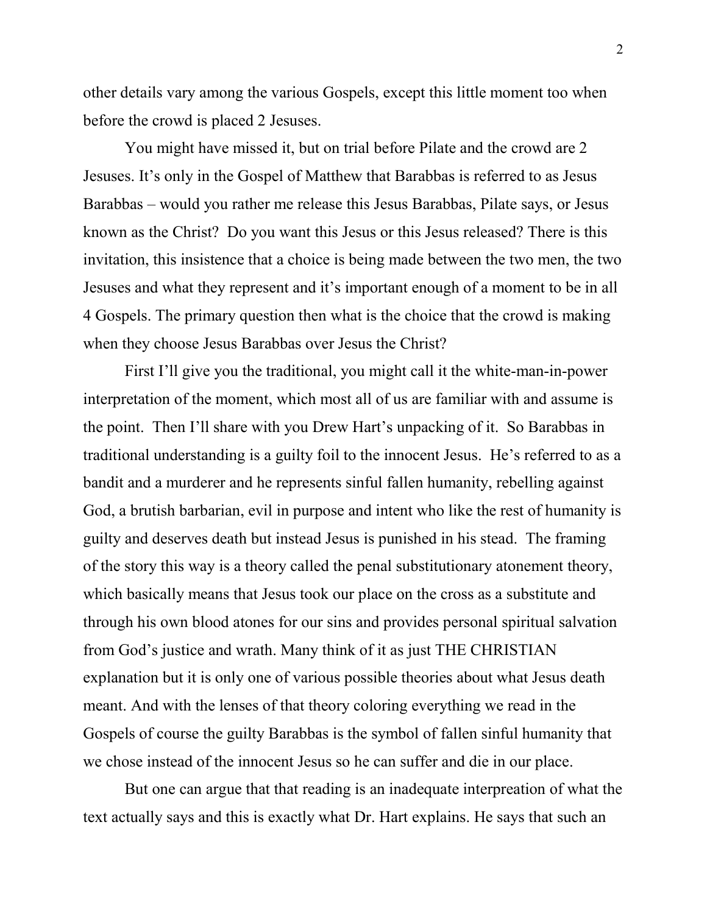other details vary among the various Gospels, except this little moment too when before the crowd is placed 2 Jesuses.

You might have missed it, but on trial before Pilate and the crowd are 2 Jesuses. It's only in the Gospel of Matthew that Barabbas is referred to as Jesus Barabbas – would you rather me release this Jesus Barabbas, Pilate says, or Jesus known as the Christ? Do you want this Jesus or this Jesus released? There is this invitation, this insistence that a choice is being made between the two men, the two Jesuses and what they represent and it's important enough of a moment to be in all 4 Gospels. The primary question then what is the choice that the crowd is making when they choose Jesus Barabbas over Jesus the Christ?

First I'll give you the traditional, you might call it the white-man-in-power interpretation of the moment, which most all of us are familiar with and assume is the point. Then I'll share with you Drew Hart's unpacking of it. So Barabbas in traditional understanding is a guilty foil to the innocent Jesus. He's referred to as a bandit and a murderer and he represents sinful fallen humanity, rebelling against God, a brutish barbarian, evil in purpose and intent who like the rest of humanity is guilty and deserves death but instead Jesus is punished in his stead. The framing of the story this way is a theory called the penal substitutionary atonement theory, which basically means that Jesus took our place on the cross as a substitute and through his own blood atones for our sins and provides personal spiritual salvation from God's justice and wrath. Many think of it as just THE CHRISTIAN explanation but it is only one of various possible theories about what Jesus death meant. And with the lenses of that theory coloring everything we read in the Gospels of course the guilty Barabbas is the symbol of fallen sinful humanity that we chose instead of the innocent Jesus so he can suffer and die in our place.

But one can argue that that reading is an inadequate interpreation of what the text actually says and this is exactly what Dr. Hart explains. He says that such an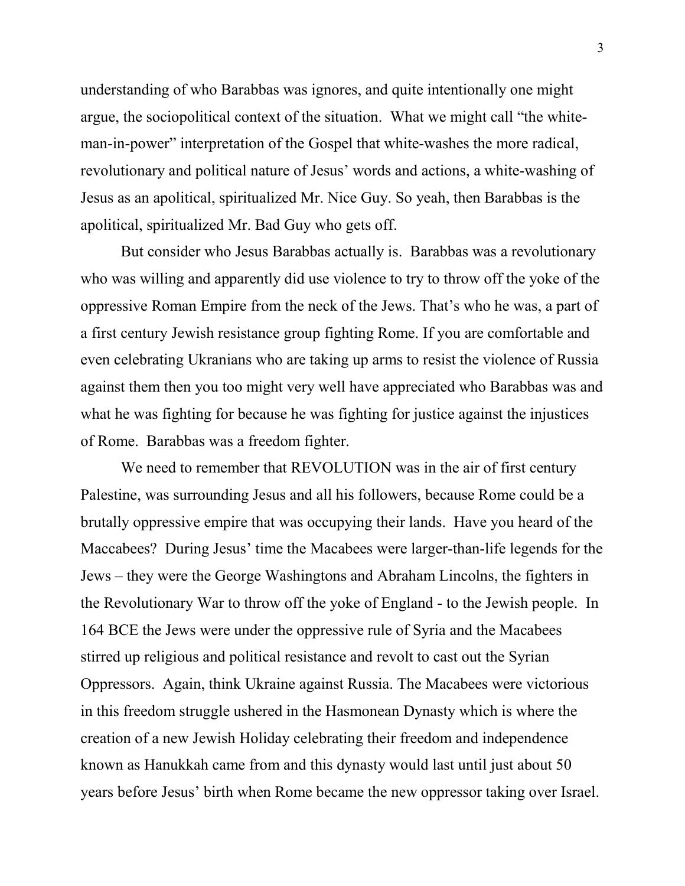understanding of who Barabbas was ignores, and quite intentionally one might argue, the sociopolitical context of the situation. What we might call "the white-man-in-power" interpretation of the Gospel that white-washes the more radical, revolutionary and political nature of Jesus' words and actions, a white-washing of Jesus as an apolitical, spiritualized Mr. Nice Guy. So yeah, then Barabbas is the apolitical, spiritualized Mr. Bad Guy who gets off.

But consider who Jesus Barabbas actually is. Barabbas was a revolutionary who was willing and apparently did use violence to try to throw off the yoke of the oppressive Roman Empire from the neck of the Jews. That's who he was, a part of a first century Jewish resistance group fighting Rome. If you are comfortable and even celebrating Ukranians who are taking up arms to resist the violence of Russia against them then you too might very well have appreciated who Barabbas was and what he was fighting for because he was fighting for justice against the injustices of Rome. Barabbas was a freedom fighter.

We need to remember that REVOLUTION was in the air of first century Palestine, was surrounding Jesus and all his followers, because Rome could be a brutally oppressive empire that was occupying their lands. Have you heard of the Maccabees? During Jesus' time the Macabees were larger-than-life legends for the Jews – they were the George Washingtons and Abraham Lincolns, the fighters in the Revolutionary War to throw off the yoke of England - to the Jewish people. In 164 BCE the Jews were under the oppressive rule of Syria and the Macabees stirred up religious and political resistance and revolt to cast out the Syrian Oppressors. Again, think Ukraine against Russia. The Macabees were victorious in this freedom struggle ushered in the Hasmonean Dynasty which is where the creation of a new Jewish Holiday celebrating their freedom and independence known as Hanukkah came from and this dynasty would last until just about 50 years before Jesus' birth when Rome became the new oppressor taking over Israel.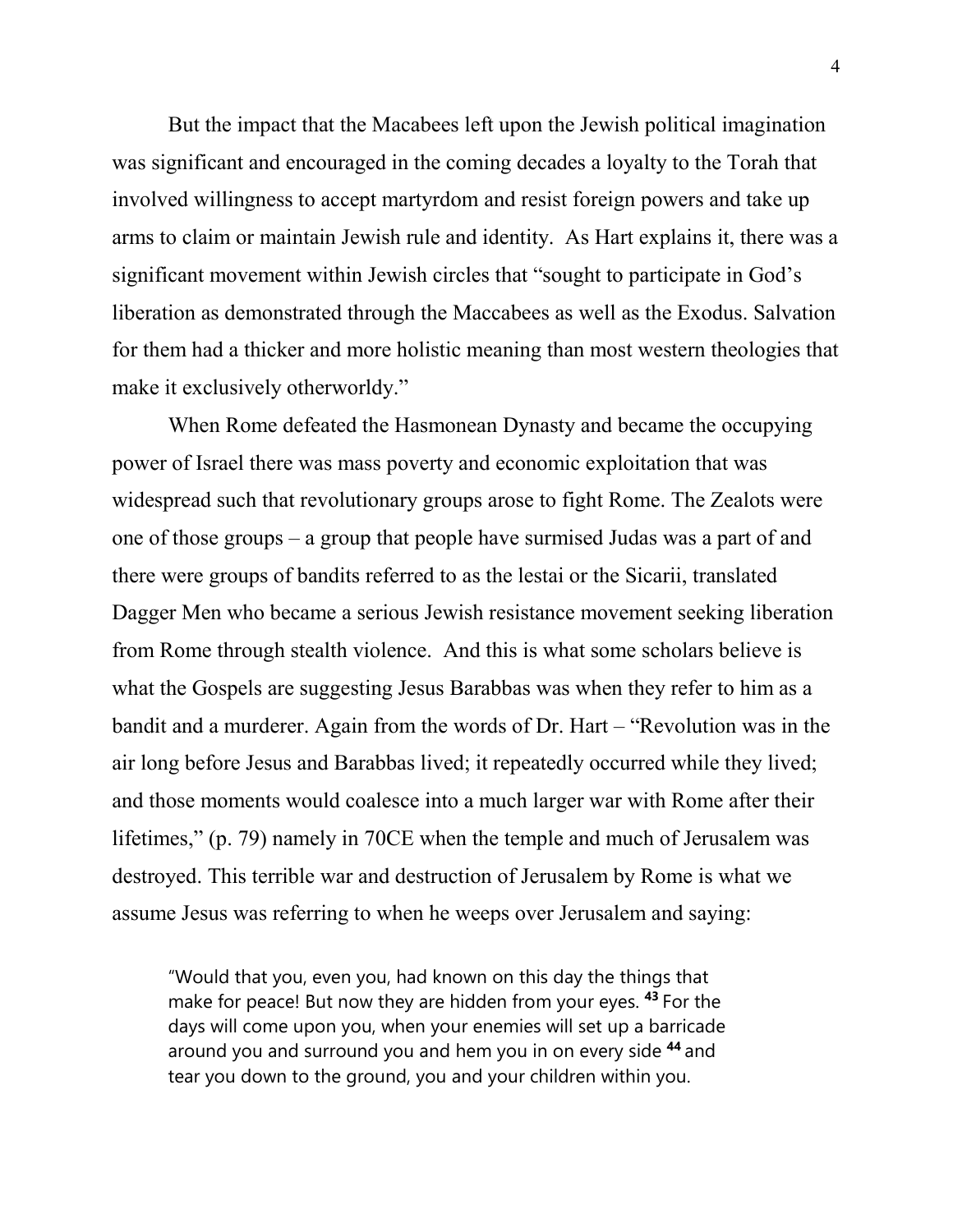But the impact that the Macabees left upon the Jewish political imagination was significant and encouraged in the coming decades a loyalty to the Torah that involved willingness to accept martyrdom and resist foreign powers and take up arms to claim or maintain Jewish rule and identity. As Hart explains it, there was a significant movement within Jewish circles that "sought to participate in God's liberation as demonstrated through the Maccabees as well as the Exodus. Salvation for them had a thicker and more holistic meaning than most western theologies that make it exclusively otherworldy."

When Rome defeated the Hasmonean Dynasty and became the occupying power of Israel there was mass poverty and economic exploitation that was widespread such that revolutionary groups arose to fight Rome. The Zealots were one of those groups – a group that people have surmised Judas was a part of and there were groups of bandits referred to as the lestai or the Sicarii, translated Dagger Men who became a serious Jewish resistance movement seeking liberation from Rome through stealth violence. And this is what some scholars believe is what the Gospels are suggesting Jesus Barabbas was when they refer to him as a bandit and a murderer. Again from the words of Dr. Hart – "Revolution was in the air long before Jesus and Barabbas lived; it repeatedly occurred while they lived; and those moments would coalesce into a much larger war with Rome after their lifetimes," (p. 79) namely in 70CE when the temple and much of Jerusalem was destroyed. This terrible war and destruction of Jerusalem by Rome is what we assume Jesus was referring to when he weeps over Jerusalem and saying:

> "Would that you, even you, had known on this day the things that make for peace! But now they are hidden from your eyes. **43** For the days will come upon you, when your enemies will set up a barricade around you and surround you and hem you in on every side **44** and tear you down to the ground, you and your children within you.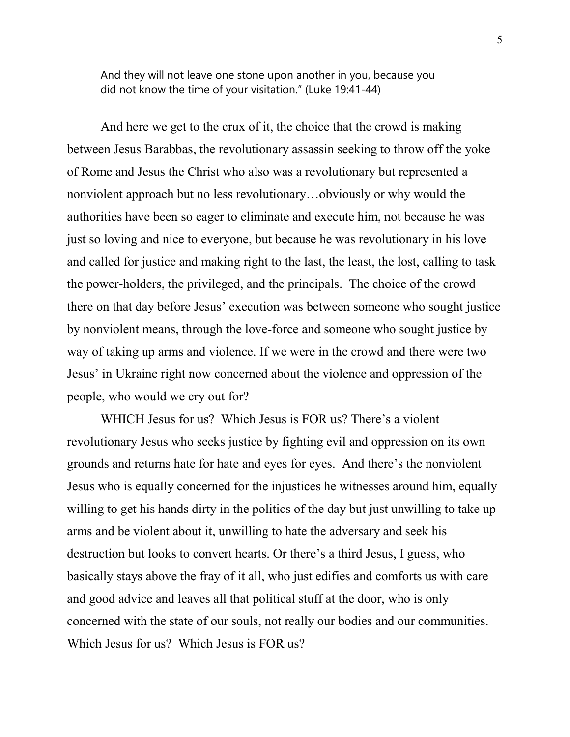> And they will not leave one stone upon another in you, because you did not know the time of your visitation." (Luke 19:41-44)

And here we get to the crux of it, the choice that the crowd is making between Jesus Barabbas, the revolutionary assassin seeking to throw off the yoke of Rome and Jesus the Christ who also was a revolutionary but represented a nonviolent approach but no less revolutionary…obviously or why would the authorities have been so eager to eliminate and execute him, not because he was just so loving and nice to everyone, but because he was revolutionary in his love and called for justice and making right to the last, the least, the lost, calling to task the power-holders, the privileged, and the principals. The choice of the crowd there on that day before Jesus' execution was between someone who sought justice by nonviolent means, through the love-force and someone who sought justice by way of taking up arms and violence. If we were in the crowd and there were two Jesus' in Ukraine right now concerned about the violence and oppression of the people, who would we cry out for?

WHICH Jesus for us? Which Jesus is FOR us? There's a violent revolutionary Jesus who seeks justice by fighting evil and oppression on its own grounds and returns hate for hate and eyes for eyes. And there's the nonviolent Jesus who is equally concerned for the injustices he witnesses around him, equally willing to get his hands dirty in the politics of the day but just unwilling to take up arms and be violent about it, unwilling to hate the adversary and seek his destruction but looks to convert hearts. Or there's a third Jesus, I guess, who basically stays above the fray of it all, who just edifies and comforts us with care and good advice and leaves all that political stuff at the door, who is only concerned with the state of our souls, not really our bodies and our communities. Which Jesus for us? Which Jesus is FOR us?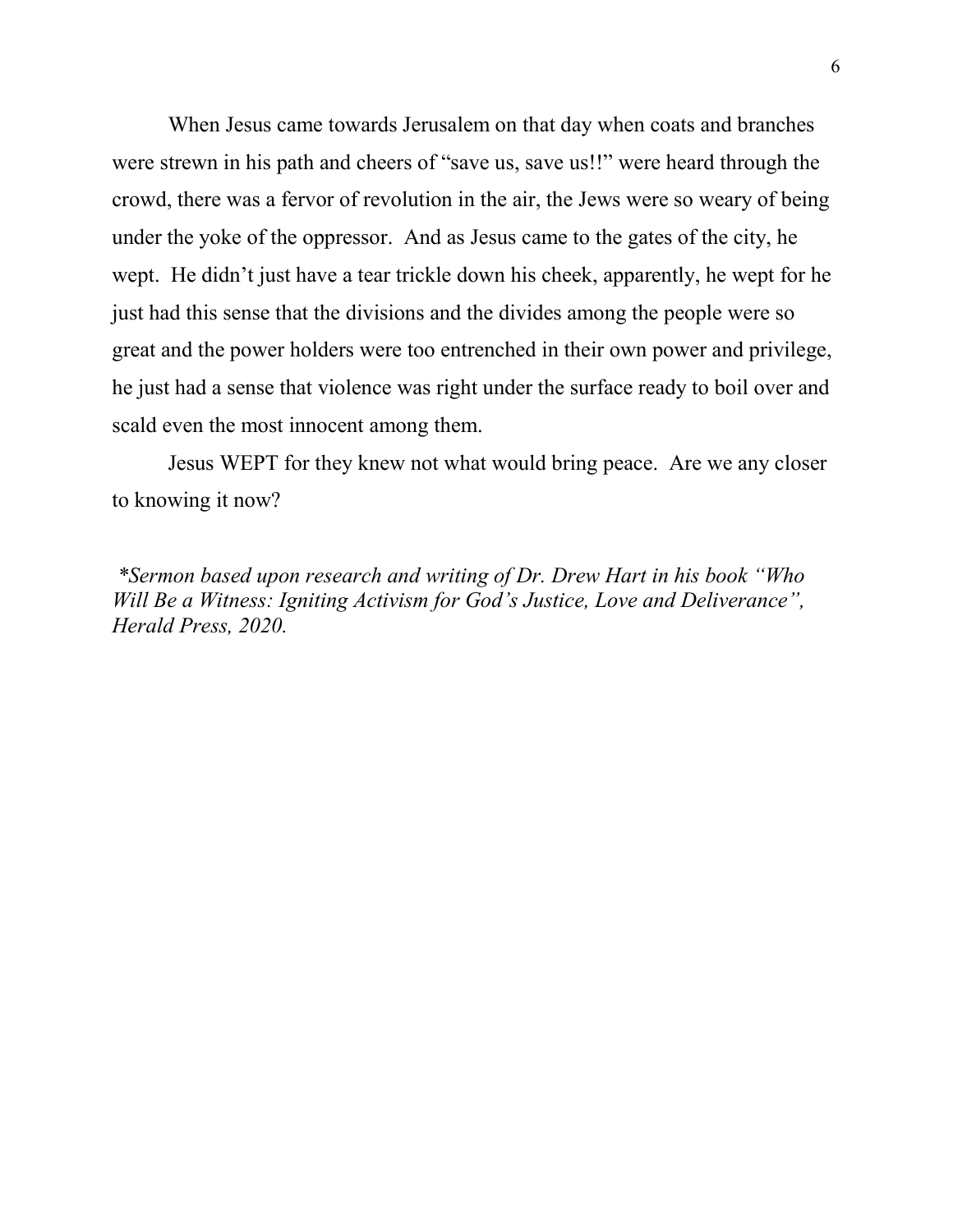When Jesus came towards Jerusalem on that day when coats and branches were strewn in his path and cheers of "save us, save us!!" were heard through the crowd, there was a fervor of revolution in the air, the Jews were so weary of being under the yoke of the oppressor. And as Jesus came to the gates of the city, he wept. He didn't just have a tear trickle down his cheek, apparently, he wept for he just had this sense that the divisions and the divides among the people were so great and the power holders were too entrenched in their own power and privilege, he just had a sense that violence was right under the surface ready to boil over and scald even the most innocent among them.

Jesus WEPT for they knew not what would bring peace. Are we any closer to knowing it now?

*\*Sermon based upon research and writing of Dr. Drew Hart in his book "Who Will Be a Witness: Igniting Activism for God's Justice, Love and Deliverance", Herald Press, 2020.*